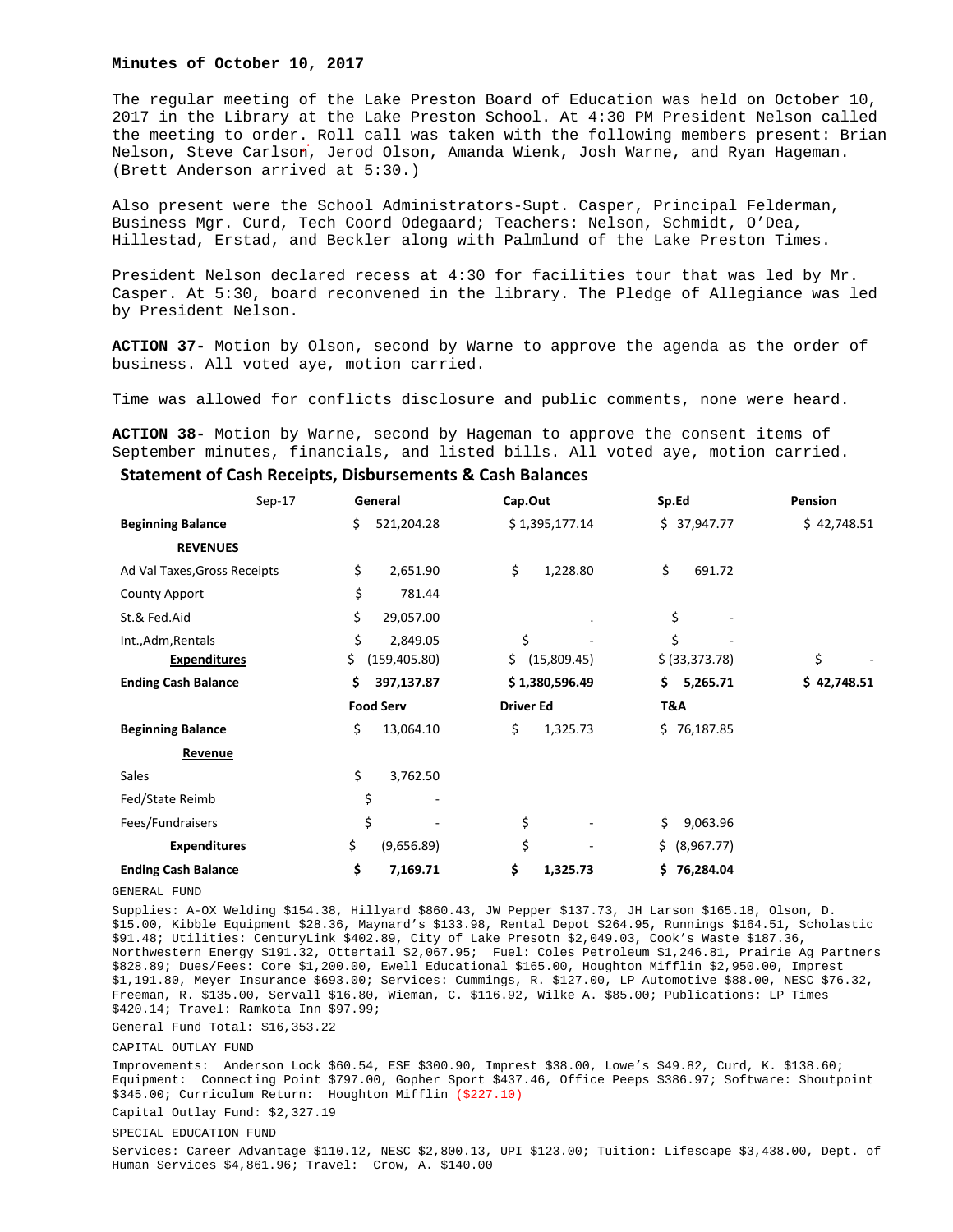**Minutes of October 10, 2017**

The regular meeting of the Lake Preston Board of Education was held on October 10, 2017 in the Library at the Lake Preston School. At 4:30 PM President Nelson called the meeting to order. Roll call was taken with the following members present: Brian Nelson, Steve Carlson, Jerod Olson, Amanda Wienk, Josh Warne, and Ryan Hageman. (Brett Anderson arrived at 5:30.)

Also present were the School Administrators-Supt. Casper, Principal Felderman, Business Mgr. Curd, Tech Coord Odegaard; Teachers: Nelson, Schmidt, O'Dea, Hillestad, Erstad, and Beckler along with Palmlund of the Lake Preston Times.

President Nelson declared recess at 4:30 for facilities tour that was led by Mr. Casper. At 5:30, board reconvened in the library. The Pledge of Allegiance was led by President Nelson.

**ACTION 37-** Motion by Olson, second by Warne to approve the agenda as the order of business. All voted aye, motion carried.

Time was allowed for conflicts disclosure and public comments, none were heard.

**ACTION 38-** Motion by Warne, second by Hageman to approve the consent items of September minutes, financials, and listed bills. All voted aye, motion carried.

**Statement of Cash Receipts, Disbursements & Cash Balances**

| Sep-17 | General | Cap.Out | Sp.Ed | Pension |
|---|---|---|---|---|
| **Beginning Balance** | $ 521,204.28 | $ 1,395,177.14 | $ 37,947.77 | $ 42,748.51 |
| **REVENUES** | | | | |
| Ad Val Taxes,Gross Receipts | $ 2,651.90 | $ 1,228.80 | $ 691.72 | |
| County Apport | $ 781.44 | | | |
| St.& Fed.Aid | $ 29,057.00 | . | $ - | |
| Int.,Adm,Rentals | $ 2,849.05 | $ - | $ - | |
| **Expenditures** | $ (159,405.80) | $ (15,809.45) | $ (33,373.78) | $ - |
| **Ending Cash Balance** | **$ 397,137.87** | **$ 1,380,596.49** | **$ 5,265.71** | **$ 42,748.51** |
| | **Food Serv** | **Driver Ed** | **T&A** | |
| **Beginning Balance** | $ 13,064.10 | $ 1,325.73 | $ 76,187.85 | |
| **Revenue** | | | | |
| Sales | $ 3,762.50 | | | |
| Fed/State Reimb | $ - | | | |
| Fees/Fundraisers | $ - | $ - | $ 9,063.96 | |
| **Expenditures** | $ (9,656.89) | $ - | $ (8,967.77) | |
| **Ending Cash Balance** | **$ 7,169.71** | **$ 1,325.73** | **$ 76,284.04** | |

GENERAL FUND

Supplies: A-OX Welding $154.38, Hillyard $860.43, JW Pepper $137.73, JH Larson $165.18, Olson, D. $15.00, Kibble Equipment $28.36, Maynard's $133.98, Rental Depot $264.95, Runnings $164.51, Scholastic $91.48; Utilities: CenturyLink $402.89, City of Lake Presotn $2,049.03, Cook's Waste $187.36, Northwestern Energy $191.32, Ottertail $2,067.95; Fuel: Coles Petroleum $1,246.81, Prairie Ag Partners $828.89; Dues/Fees: Core $1,200.00, Ewell Educational $165.00, Houghton Mifflin $2,950.00, Imprest $1,191.80, Meyer Insurance $693.00; Services: Cummings, R. $127.00, LP Automotive $88.00, NESC $76.32, Freeman, R. $135.00, Servall $16.80, Wieman, C. $116.92, Wilke A. $85.00; Publications: LP Times $420.14; Travel: Ramkota Inn $97.99;

General Fund Total: $16,353.22

CAPITAL OUTLAY FUND

Improvements: Anderson Lock $60.54, ESE $300.90, Imprest $38.00, Lowe's $49.82, Curd, K. $138.60; Equipment: Connecting Point $797.00, Gopher Sport $437.46, Office Peeps $386.97; Software: Shoutpoint $345.00; Curriculum Return: Houghton Mifflin ($227.10)

Capital Outlay Fund: $2,327.19

SPECIAL EDUCATION FUND

Services: Career Advantage $110.12, NESC $2,800.13, UPI $123.00; Tuition: Lifescape $3,438.00, Dept. of Human Services $4,861.96; Travel: Crow, A. $140.00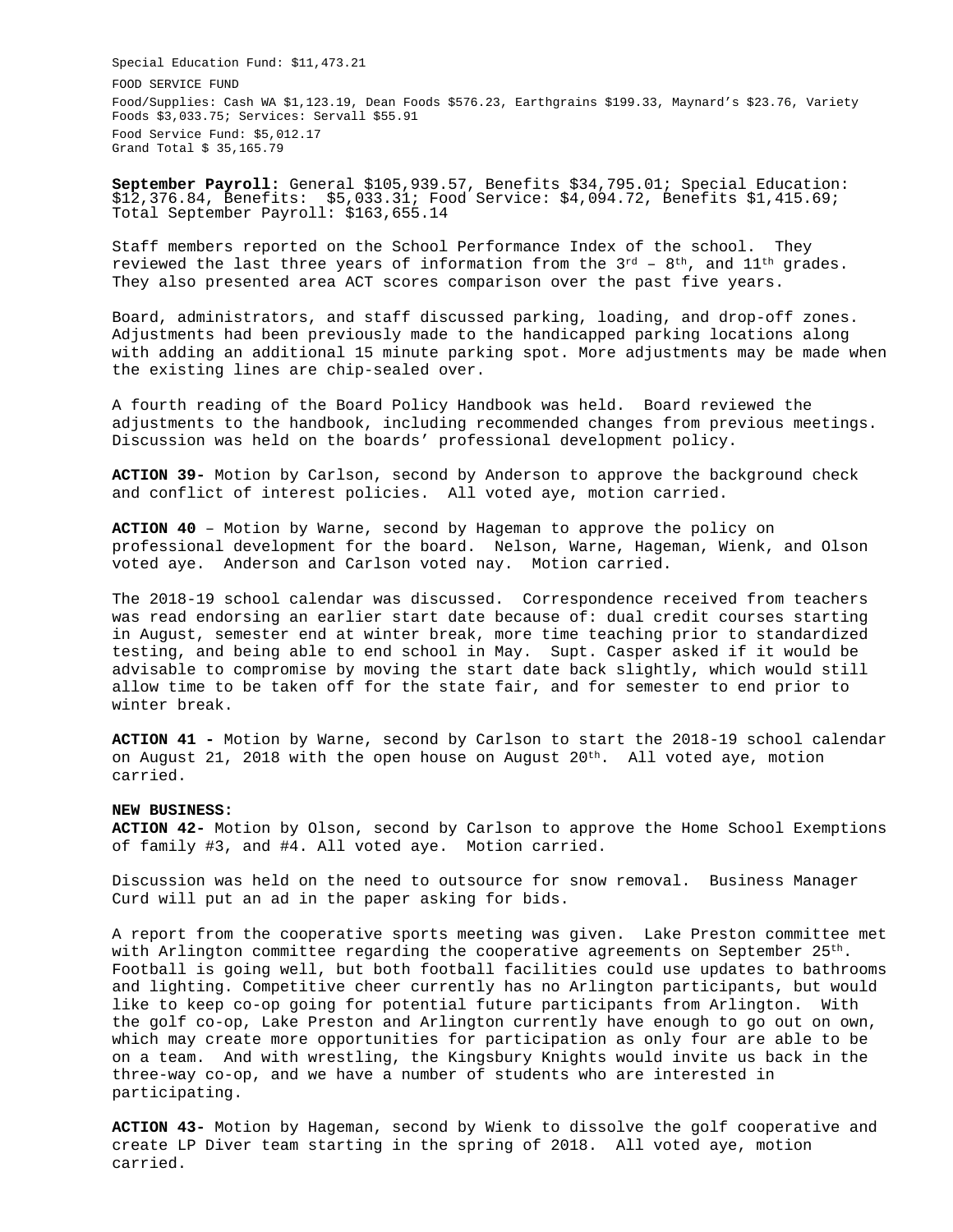Special Education Fund: $11,473.21

FOOD SERVICE FUND

Food/Supplies: Cash WA $1,123.19, Dean Foods $576.23, Earthgrains $199.33, Maynard's $23.76, Variety Foods $3,033.75; Services: Servall $55.91

Food Service Fund: $5,012.17
Grand Total $ 35,165.79

**September Payroll:** General $105,939.57, Benefits $34,795.01; Special Education: $12,376.84, Benefits: $5,033.31; Food Service: $4,094.72, Benefits $1,415.69; Total September Payroll: $163,655.14

Staff members reported on the School Performance Index of the school. They reviewed the last three years of information from the 3rd – 8th, and 11th grades. They also presented area ACT scores comparison over the past five years.

Board, administrators, and staff discussed parking, loading, and drop-off zones. Adjustments had been previously made to the handicapped parking locations along with adding an additional 15 minute parking spot. More adjustments may be made when the existing lines are chip-sealed over.

A fourth reading of the Board Policy Handbook was held. Board reviewed the adjustments to the handbook, including recommended changes from previous meetings. Discussion was held on the boards' professional development policy.

**ACTION 39-** Motion by Carlson, second by Anderson to approve the background check and conflict of interest policies. All voted aye, motion carried.

**ACTION 40** – Motion by Warne, second by Hageman to approve the policy on professional development for the board. Nelson, Warne, Hageman, Wienk, and Olson voted aye. Anderson and Carlson voted nay. Motion carried.

The 2018-19 school calendar was discussed. Correspondence received from teachers was read endorsing an earlier start date because of: dual credit courses starting in August, semester end at winter break, more time teaching prior to standardized testing, and being able to end school in May. Supt. Casper asked if it would be advisable to compromise by moving the start date back slightly, which would still allow time to be taken off for the state fair, and for semester to end prior to winter break.

**ACTION 41 -** Motion by Warne, second by Carlson to start the 2018-19 school calendar on August 21, 2018 with the open house on August 20th. All voted aye, motion carried.

**NEW BUSINESS:**

**ACTION 42-** Motion by Olson, second by Carlson to approve the Home School Exemptions of family #3, and #4. All voted aye. Motion carried.

Discussion was held on the need to outsource for snow removal. Business Manager Curd will put an ad in the paper asking for bids.

A report from the cooperative sports meeting was given. Lake Preston committee met with Arlington committee regarding the cooperative agreements on September 25th. Football is going well, but both football facilities could use updates to bathrooms and lighting. Competitive cheer currently has no Arlington participants, but would like to keep co-op going for potential future participants from Arlington. With the golf co-op, Lake Preston and Arlington currently have enough to go out on own, which may create more opportunities for participation as only four are able to be on a team. And with wrestling, the Kingsbury Knights would invite us back in the three-way co-op, and we have a number of students who are interested in participating.

**ACTION 43-** Motion by Hageman, second by Wienk to dissolve the golf cooperative and create LP Diver team starting in the spring of 2018. All voted aye, motion carried.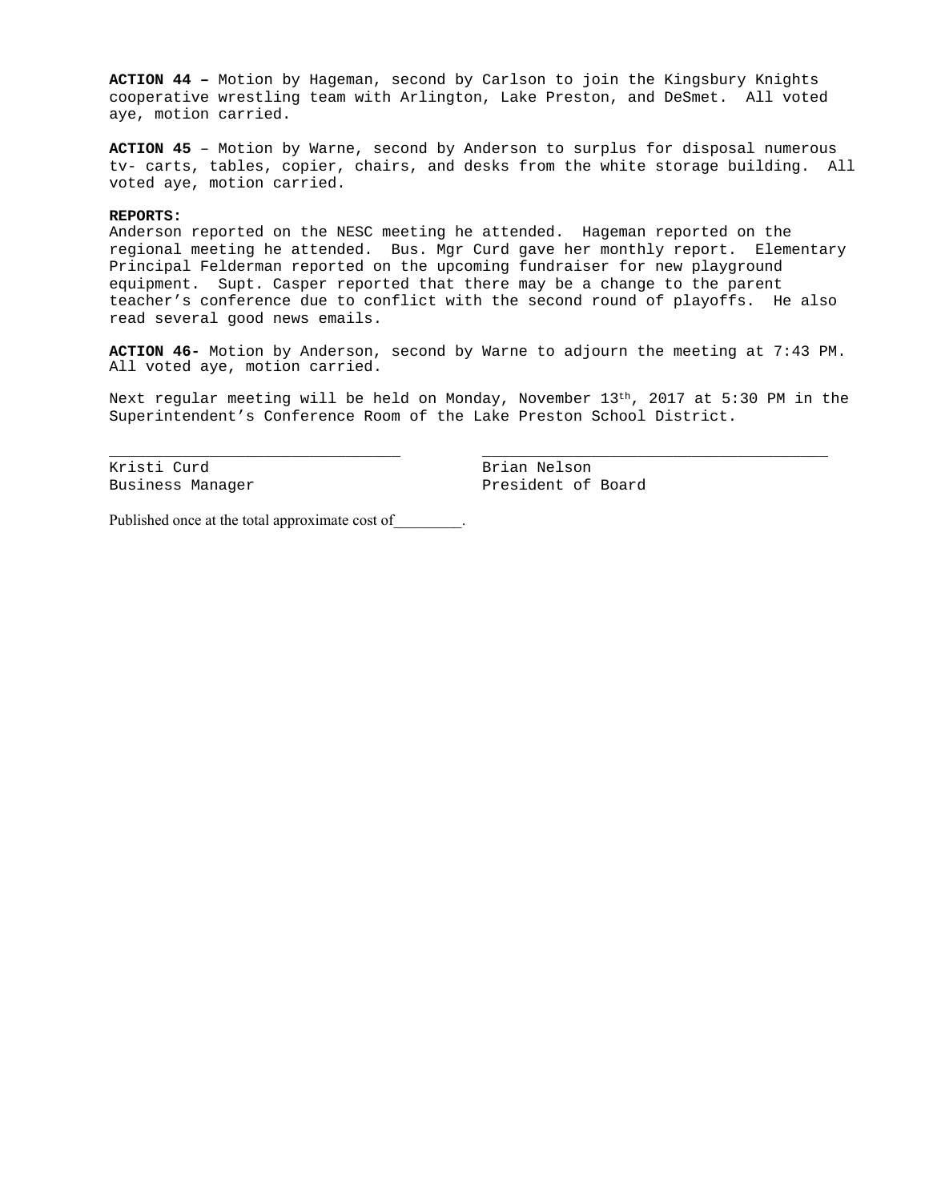**ACTION 44 –** Motion by Hageman, second by Carlson to join the Kingsbury Knights cooperative wrestling team with Arlington, Lake Preston, and DeSmet. All voted aye, motion carried.

**ACTION 45** – Motion by Warne, second by Anderson to surplus for disposal numerous tv- carts, tables, copier, chairs, and desks from the white storage building. All voted aye, motion carried.

**REPORTS:**
Anderson reported on the NESC meeting he attended. Hageman reported on the regional meeting he attended. Bus. Mgr Curd gave her monthly report. Elementary Principal Felderman reported on the upcoming fundraiser for new playground equipment. Supt. Casper reported that there may be a change to the parent teacher's conference due to conflict with the second round of playoffs. He also read several good news emails.

**ACTION 46-** Motion by Anderson, second by Warne to adjourn the meeting at 7:43 PM. All voted aye, motion carried.

Next regular meeting will be held on Monday, November 13th, 2017 at 5:30 PM in the Superintendent's Conference Room of the Lake Preston School District.

| | |
|---|---|
| \_\_\_\_\_\_\_\_\_\_\_\_\_\_\_\_\_\_\_\_\_\_\_\_\_\_\_\_\_\_\_\_ | \_\_\_\_\_\_\_\_\_\_\_\_\_\_\_\_\_\_\_\_\_\_\_\_\_\_\_\_\_\_\_\_\_\_\_\_\_\_ |
| Kristi Curd | Brian Nelson |
| Business Manager | President of Board |

Published once at the total approximate cost of\_\_\_\_\_\_\_\_\_.